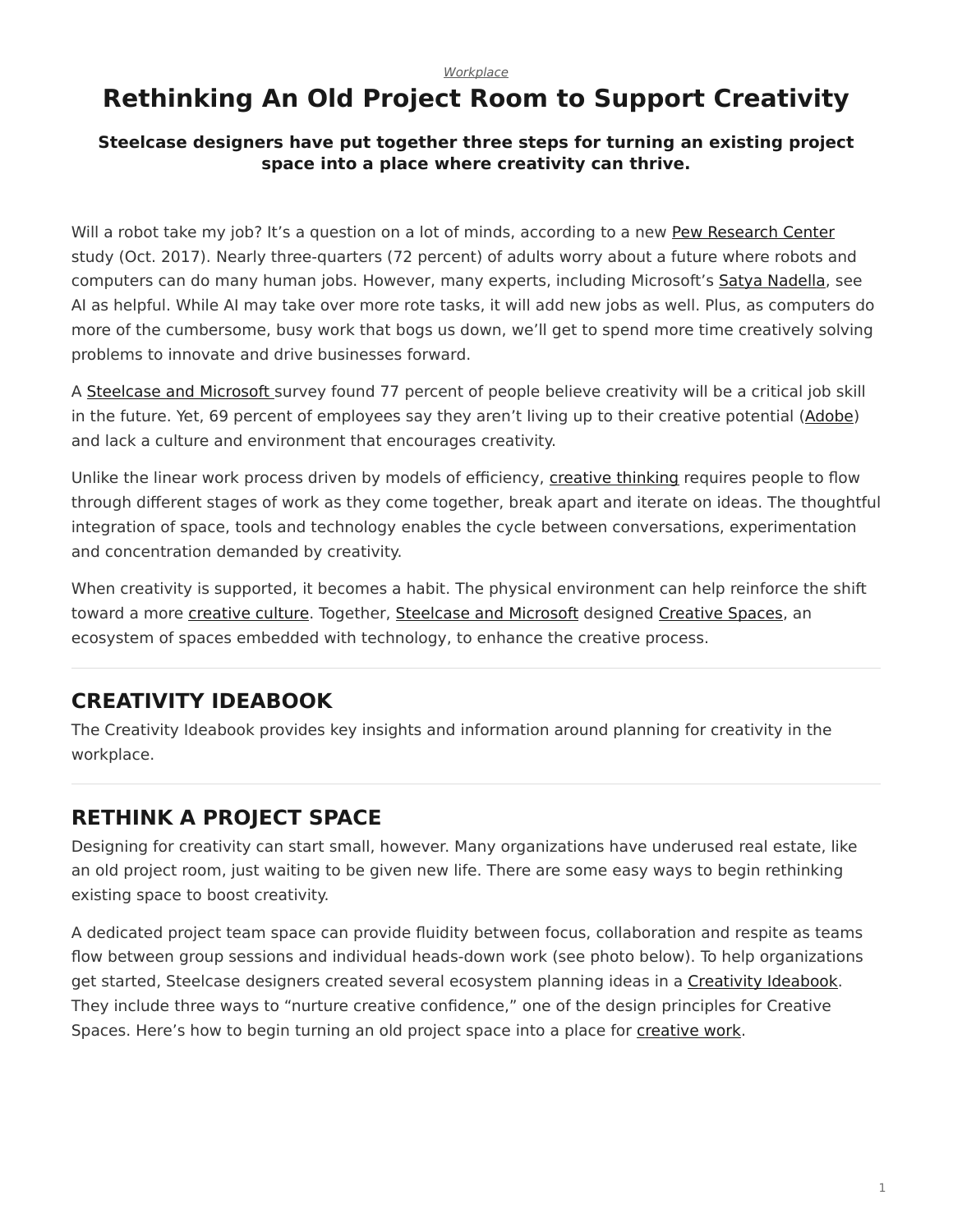*Workplace*

# Rethinking An Old Project Room to Support Creativity

**Steelcase designers have put together three steps for turning an existing project space into a place where creativity can thrive.**

Will a robot take my job? It's a question on a lot of minds, according to a new Pew Research Center study (Oct. 2017). Nearly three-quarters (72 percent) of adults worry about a future where robots and computers can do many human jobs. However, many experts, including Microsoft's Satya Nadella, see AI as helpful. While AI may take over more rote tasks, it will add new jobs as well. Plus, as computers do more of the cumbersome, busy work that bogs us down, we'll get to spend more time creatively solving problems to innovate and drive businesses forward.

A Steelcase and Microsoft survey found 77 percent of people believe creativity will be a critical job skill in the future. Yet, 69 percent of employees say they aren't living up to their creative potential (Adobe) and lack a culture and environment that encourages creativity.

Unlike the linear work process driven by models of efficiency, creative thinking requires people to flow through different stages of work as they come together, break apart and iterate on ideas. The thoughtful integration of space, tools and technology enables the cycle between conversations, experimentation and concentration demanded by creativity.

When creativity is supported, it becomes a habit. The physical environment can help reinforce the shift toward a more creative culture. Together, Steelcase and Microsoft designed Creative Spaces, an ecosystem of spaces embedded with technology, to enhance the creative process.

---

## CREATIVITY IDEABOOK

The Creativity Ideabook provides key insights and information around planning for creativity in the workplace.

---

## RETHINK A PROJECT SPACE

Designing for creativity can start small, however. Many organizations have underused real estate, like an old project room, just waiting to be given new life. There are some easy ways to begin rethinking existing space to boost creativity.

A dedicated project team space can provide fluidity between focus, collaboration and respite as teams flow between group sessions and individual heads-down work (see photo below). To help organizations get started, Steelcase designers created several ecosystem planning ideas in a Creativity Ideabook. They include three ways to "nurture creative confidence," one of the design principles for Creative Spaces. Here's how to begin turning an old project space into a place for creative work.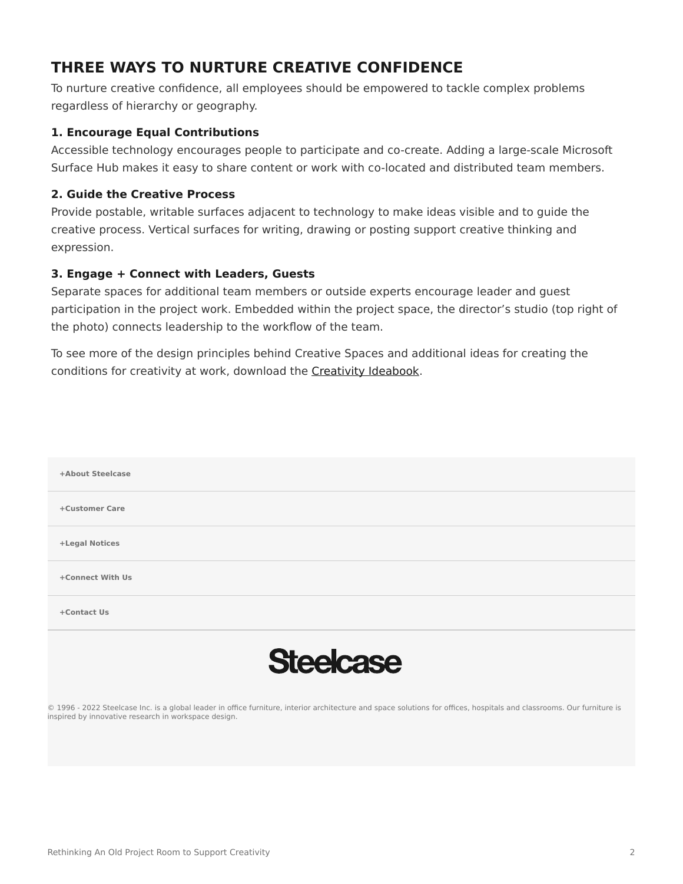## THREE WAYS TO NURTURE CREATIVE CONFIDENCE

To nurture creative confidence, all employees should be empowered to tackle complex problems regardless of hierarchy or geography.

**1. Encourage Equal Contributions**

Accessible technology encourages people to participate and co-create. Adding a large-scale Microsoft Surface Hub makes it easy to share content or work with co-located and distributed team members.

**2. Guide the Creative Process**

Provide postable, writable surfaces adjacent to technology to make ideas visible and to guide the creative process. Vertical surfaces for writing, drawing or posting support creative thinking and expression.

**3. Engage + Connect with Leaders, Guests**

Separate spaces for additional team members or outside experts encourage leader and guest participation in the project work. Embedded within the project space, the director's studio (top right of the photo) connects leadership to the workflow of the team.

To see more of the design principles behind Creative Spaces and additional ideas for creating the conditions for creativity at work, download the Creativity Ideabook.

+About Steelcase

+Customer Care

+Legal Notices

+Connect With Us

+Contact Us

Steelcase

© 1996 - 2022 Steelcase Inc. is a global leader in office furniture, interior architecture and space solutions for offices, hospitals and classrooms. Our furniture is inspired by innovative research in workspace design.